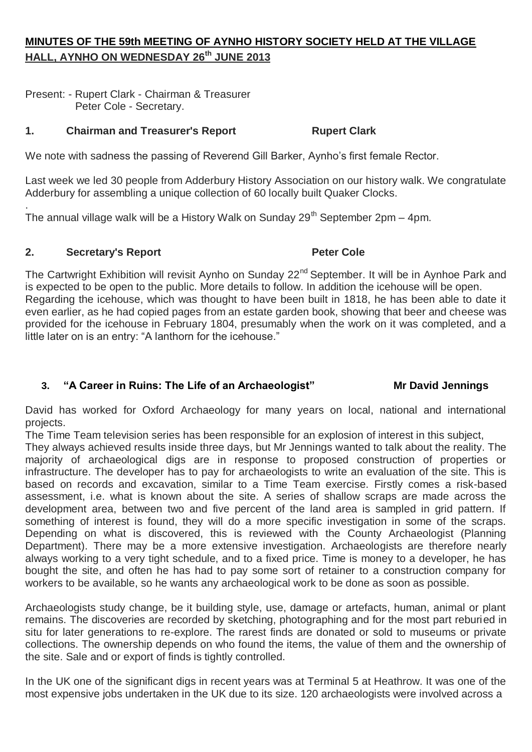## MINUTES OF THE 59th MEETING OF AYNHO HISTORY SOCIETY HELD AT THE VILLAGE HALL, AYNHO ON WEDNESDAY 26th JUNE 2013

Present: - Rupert Clark - Chairman & Treasurer
Peter Cole - Secretary.

### 1. Chairman and Treasurer's Report — Rupert Clark

We note with sadness the passing of Reverend Gill Barker, Aynho's first female Rector.

Last week we led 30 people from Adderbury History Association on our history walk. We congratulate Adderbury for assembling a unique collection of 60 locally built Quaker Clocks.

.
The annual village walk will be a History Walk on Sunday 29th September 2pm – 4pm.

### 2. Secretary's Report — Peter Cole

The Cartwright Exhibition will revisit Aynho on Sunday 22nd September. It will be in Aynhoe Park and is expected to be open to the public. More details to follow. In addition the icehouse will be open.
Regarding the icehouse, which was thought to have been built in 1818, he has been able to date it even earlier, as he had copied pages from an estate garden book, showing that beer and cheese was provided for the icehouse in February 1804, presumably when the work on it was completed, and a little later on is an entry: "A lanthorn for the icehouse."

### 3. "A Career in Ruins: The Life of an Archaeologist" — Mr David Jennings

David has worked for Oxford Archaeology for many years on local, national and international projects.
The Time Team television series has been responsible for an explosion of interest in this subject,
They always achieved results inside three days, but Mr Jennings wanted to talk about the reality. The majority of archaeological digs are in response to proposed construction of properties or infrastructure. The developer has to pay for archaeologists to write an evaluation of the site. This is based on records and excavation, similar to a Time Team exercise. Firstly comes a risk-based assessment, i.e. what is known about the site. A series of shallow scraps are made across the development area, between two and five percent of the land area is sampled in grid pattern. If something of interest is found, they will do a more specific investigation in some of the scraps. Depending on what is discovered, this is reviewed with the County Archaeologist (Planning Department). There may be a more extensive investigation. Archaeologists are therefore nearly always working to a very tight schedule, and to a fixed price. Time is money to a developer, he has bought the site, and often he has had to pay some sort of retainer to a construction company for workers to be available, so he wants any archaeological work to be done as soon as possible.

Archaeologists study change, be it building style, use, damage or artefacts, human, animal or plant remains. The discoveries are recorded by sketching, photographing and for the most part reburied in situ for later generations to re-explore. The rarest finds are donated or sold to museums or private collections. The ownership depends on who found the items, the value of them and the ownership of the site. Sale and or export of finds is tightly controlled.

In the UK one of the significant digs in recent years was at Terminal 5 at Heathrow. It was one of the most expensive jobs undertaken in the UK due to its size. 120 archaeologists were involved across a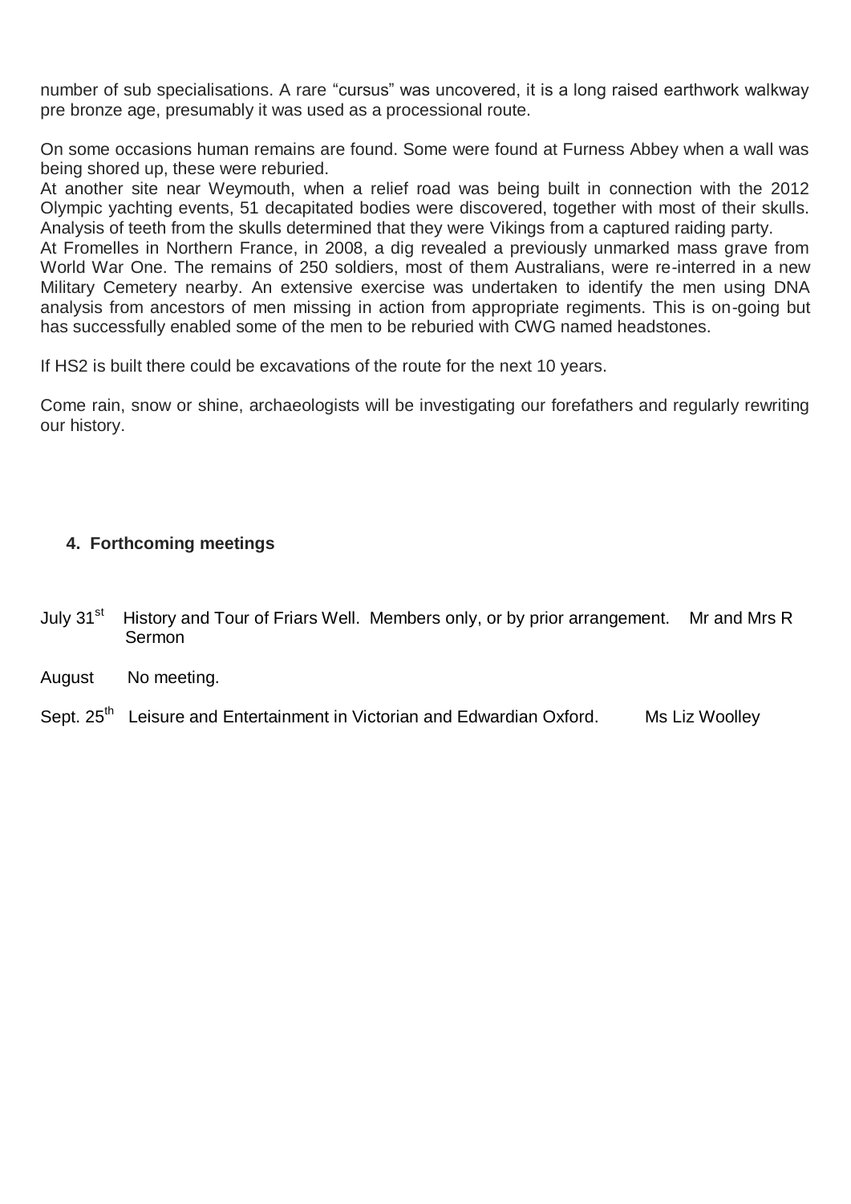number of sub specialisations. A rare “cursus” was uncovered, it is a long raised earthwork walkway pre bronze age, presumably it was used as a processional route.

On some occasions human remains are found. Some were found at Furness Abbey when a wall was being shored up, these were reburied.
At another site near Weymouth, when a relief road was being built in connection with the 2012 Olympic yachting events, 51 decapitated bodies were discovered, together with most of their skulls. Analysis of teeth from the skulls determined that they were Vikings from a captured raiding party.
At Fromelles in Northern France, in 2008, a dig revealed a previously unmarked mass grave from World War One. The remains of 250 soldiers, most of them Australians, were re-interred in a new Military Cemetery nearby. An extensive exercise was undertaken to identify the men using DNA analysis from ancestors of men missing in action from appropriate regiments. This is on-going but has successfully enabled some of the men to be reburied with CWG named headstones.

If HS2 is built there could be excavations of the route for the next 10 years.

Come rain, snow or shine, archaeologists will be investigating our forefathers and regularly rewriting our history.

## 4. Forthcoming meetings

July 31st History and Tour of Friars Well. Members only, or by prior arrangement. Mr and Mrs R Sermon

August No meeting.

Sept. 25th Leisure and Entertainment in Victorian and Edwardian Oxford. Ms Liz Woolley